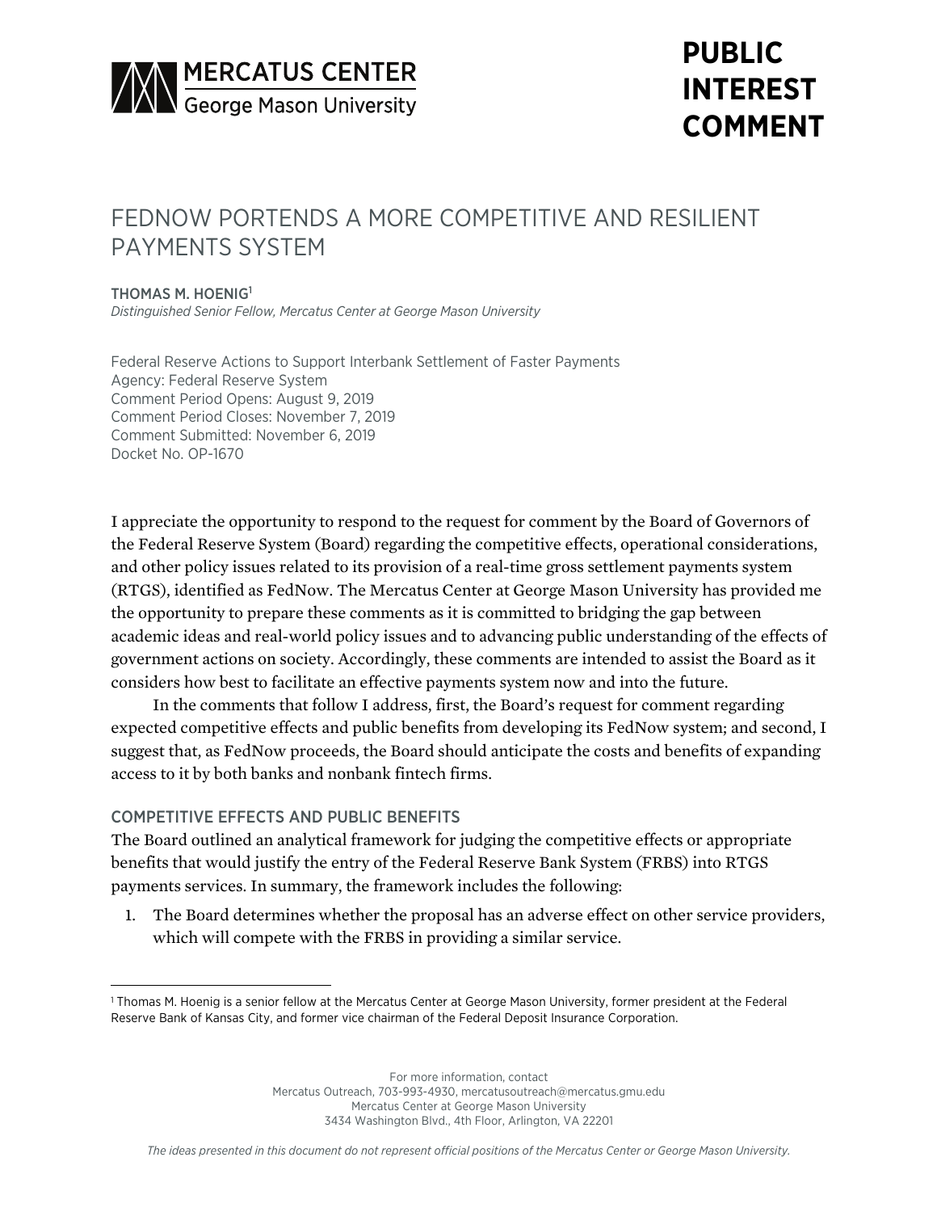MERCATUS CENTER
George Mason University

**PUBLIC INTEREST COMMENT**

# FEDNOW PORTENDS A MORE COMPETITIVE AND RESILIENT PAYMENTS SYSTEM

**THOMAS M. HOENIG**[1]
*Distinguished Senior Fellow, Mercatus Center at George Mason University*

Federal Reserve Actions to Support Interbank Settlement of Faster Payments
Agency: Federal Reserve System
Comment Period Opens: August 9, 2019
Comment Period Closes: November 7, 2019
Comment Submitted: November 6, 2019
Docket No. OP-1670

I appreciate the opportunity to respond to the request for comment by the Board of Governors of the Federal Reserve System (Board) regarding the competitive effects, operational considerations, and other policy issues related to its provision of a real-time gross settlement payments system (RTGS), identified as FedNow. The Mercatus Center at George Mason University has provided me the opportunity to prepare these comments as it is committed to bridging the gap between academic ideas and real-world policy issues and to advancing public understanding of the effects of government actions on society. Accordingly, these comments are intended to assist the Board as it considers how best to facilitate an effective payments system now and into the future.

In the comments that follow I address, first, the Board's request for comment regarding expected competitive effects and public benefits from developing its FedNow system; and second, I suggest that, as FedNow proceeds, the Board should anticipate the costs and benefits of expanding access to it by both banks and nonbank fintech firms.

## COMPETITIVE EFFECTS AND PUBLIC BENEFITS

The Board outlined an analytical framework for judging the competitive effects or appropriate benefits that would justify the entry of the Federal Reserve Bank System (FRBS) into RTGS payments services. In summary, the framework includes the following:

1. The Board determines whether the proposal has an adverse effect on other service providers, which will compete with the FRBS in providing a similar service.

[1] Thomas M. Hoenig is a senior fellow at the Mercatus Center at George Mason University, former president at the Federal Reserve Bank of Kansas City, and former vice chairman of the Federal Deposit Insurance Corporation.

For more information, contact
Mercatus Outreach, 703-993-4930, mercatusoutreach@mercatus.gmu.edu
Mercatus Center at George Mason University
3434 Washington Blvd., 4th Floor, Arlington, VA 22201

*The ideas presented in this document do not represent official positions of the Mercatus Center or George Mason University.*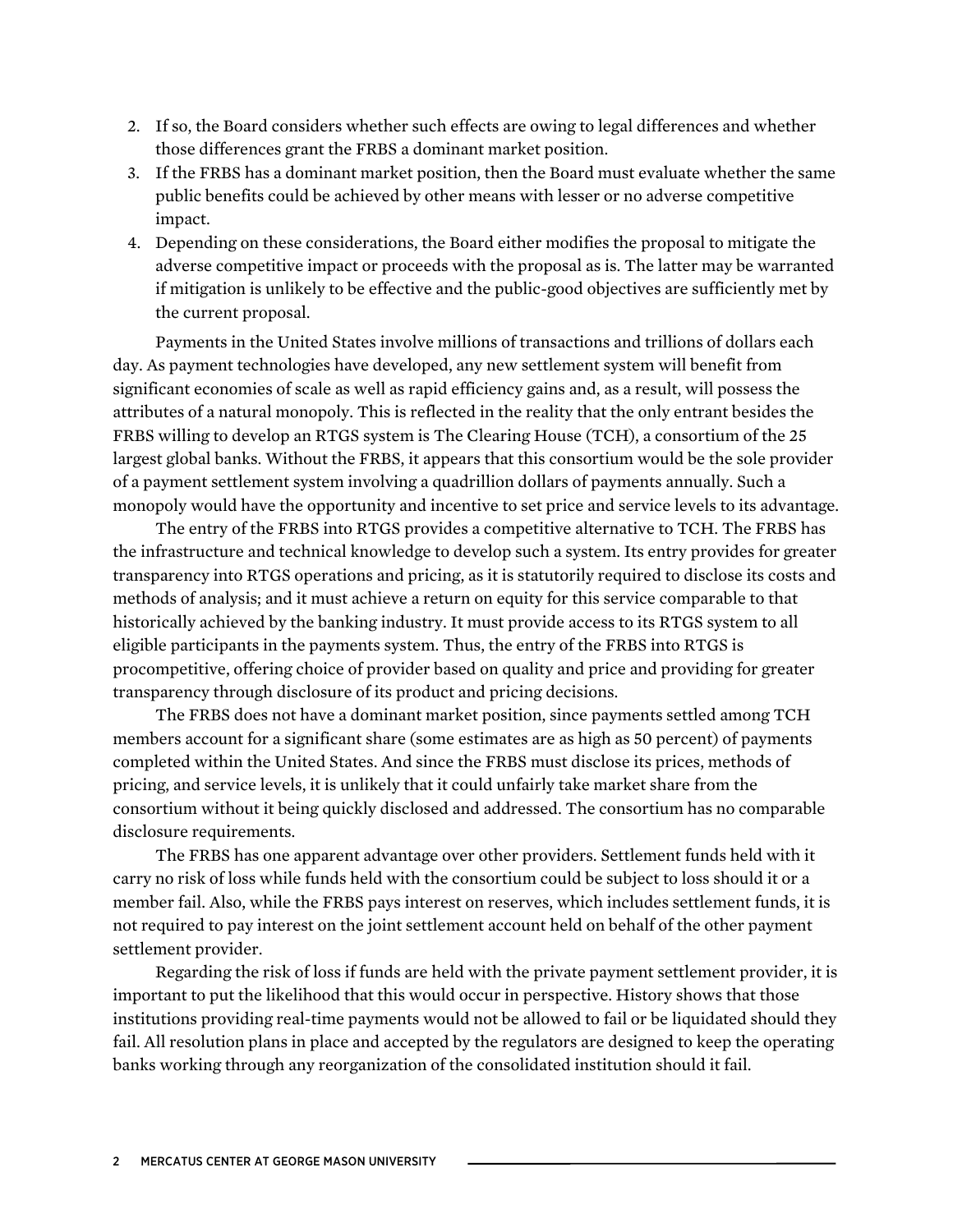2. If so, the Board considers whether such effects are owing to legal differences and whether those differences grant the FRBS a dominant market position.
3. If the FRBS has a dominant market position, then the Board must evaluate whether the same public benefits could be achieved by other means with lesser or no adverse competitive impact.
4. Depending on these considerations, the Board either modifies the proposal to mitigate the adverse competitive impact or proceeds with the proposal as is. The latter may be warranted if mitigation is unlikely to be effective and the public-good objectives are sufficiently met by the current proposal.

Payments in the United States involve millions of transactions and trillions of dollars each day. As payment technologies have developed, any new settlement system will benefit from significant economies of scale as well as rapid efficiency gains and, as a result, will possess the attributes of a natural monopoly. This is reflected in the reality that the only entrant besides the FRBS willing to develop an RTGS system is The Clearing House (TCH), a consortium of the 25 largest global banks. Without the FRBS, it appears that this consortium would be the sole provider of a payment settlement system involving a quadrillion dollars of payments annually. Such a monopoly would have the opportunity and incentive to set price and service levels to its advantage.

The entry of the FRBS into RTGS provides a competitive alternative to TCH. The FRBS has the infrastructure and technical knowledge to develop such a system. Its entry provides for greater transparency into RTGS operations and pricing, as it is statutorily required to disclose its costs and methods of analysis; and it must achieve a return on equity for this service comparable to that historically achieved by the banking industry. It must provide access to its RTGS system to all eligible participants in the payments system. Thus, the entry of the FRBS into RTGS is procompetitive, offering choice of provider based on quality and price and providing for greater transparency through disclosure of its product and pricing decisions.

The FRBS does not have a dominant market position, since payments settled among TCH members account for a significant share (some estimates are as high as 50 percent) of payments completed within the United States. And since the FRBS must disclose its prices, methods of pricing, and service levels, it is unlikely that it could unfairly take market share from the consortium without it being quickly disclosed and addressed. The consortium has no comparable disclosure requirements.

The FRBS has one apparent advantage over other providers. Settlement funds held with it carry no risk of loss while funds held with the consortium could be subject to loss should it or a member fail. Also, while the FRBS pays interest on reserves, which includes settlement funds, it is not required to pay interest on the joint settlement account held on behalf of the other payment settlement provider.

Regarding the risk of loss if funds are held with the private payment settlement provider, it is important to put the likelihood that this would occur in perspective. History shows that those institutions providing real-time payments would not be allowed to fail or be liquidated should they fail. All resolution plans in place and accepted by the regulators are designed to keep the operating banks working through any reorganization of the consolidated institution should it fail.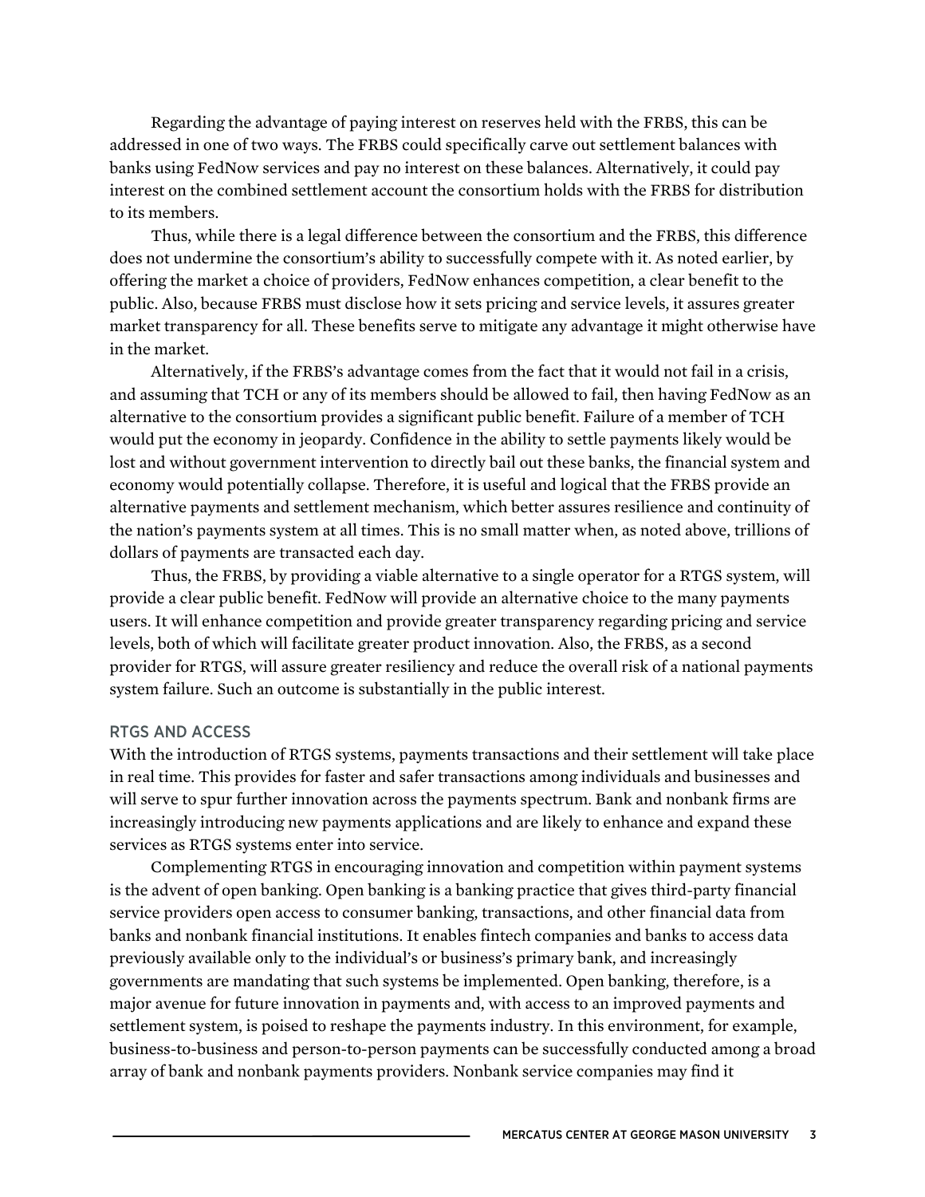Regarding the advantage of paying interest on reserves held with the FRBS, this can be addressed in one of two ways. The FRBS could specifically carve out settlement balances with banks using FedNow services and pay no interest on these balances. Alternatively, it could pay interest on the combined settlement account the consortium holds with the FRBS for distribution to its members.

Thus, while there is a legal difference between the consortium and the FRBS, this difference does not undermine the consortium's ability to successfully compete with it. As noted earlier, by offering the market a choice of providers, FedNow enhances competition, a clear benefit to the public. Also, because FRBS must disclose how it sets pricing and service levels, it assures greater market transparency for all. These benefits serve to mitigate any advantage it might otherwise have in the market.

Alternatively, if the FRBS's advantage comes from the fact that it would not fail in a crisis, and assuming that TCH or any of its members should be allowed to fail, then having FedNow as an alternative to the consortium provides a significant public benefit. Failure of a member of TCH would put the economy in jeopardy. Confidence in the ability to settle payments likely would be lost and without government intervention to directly bail out these banks, the financial system and economy would potentially collapse. Therefore, it is useful and logical that the FRBS provide an alternative payments and settlement mechanism, which better assures resilience and continuity of the nation's payments system at all times. This is no small matter when, as noted above, trillions of dollars of payments are transacted each day.

Thus, the FRBS, by providing a viable alternative to a single operator for a RTGS system, will provide a clear public benefit. FedNow will provide an alternative choice to the many payments users. It will enhance competition and provide greater transparency regarding pricing and service levels, both of which will facilitate greater product innovation. Also, the FRBS, as a second provider for RTGS, will assure greater resiliency and reduce the overall risk of a national payments system failure. Such an outcome is substantially in the public interest.

## RTGS AND ACCESS

With the introduction of RTGS systems, payments transactions and their settlement will take place in real time. This provides for faster and safer transactions among individuals and businesses and will serve to spur further innovation across the payments spectrum. Bank and nonbank firms are increasingly introducing new payments applications and are likely to enhance and expand these services as RTGS systems enter into service.

Complementing RTGS in encouraging innovation and competition within payment systems is the advent of open banking. Open banking is a banking practice that gives third-party financial service providers open access to consumer banking, transactions, and other financial data from banks and nonbank financial institutions. It enables fintech companies and banks to access data previously available only to the individual's or business's primary bank, and increasingly governments are mandating that such systems be implemented. Open banking, therefore, is a major avenue for future innovation in payments and, with access to an improved payments and settlement system, is poised to reshape the payments industry. In this environment, for example, business-to-business and person-to-person payments can be successfully conducted among a broad array of bank and nonbank payments providers. Nonbank service companies may find it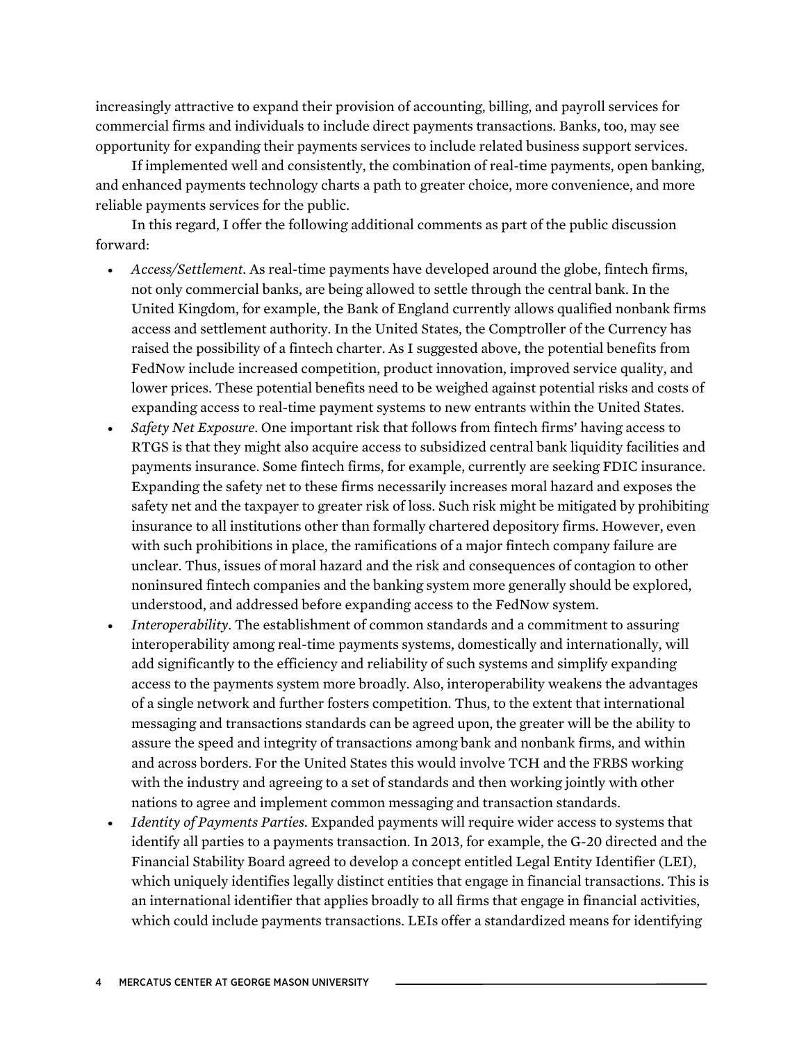increasingly attractive to expand their provision of accounting, billing, and payroll services for commercial firms and individuals to include direct payments transactions. Banks, too, may see opportunity for expanding their payments services to include related business support services.

If implemented well and consistently, the combination of real-time payments, open banking, and enhanced payments technology charts a path to greater choice, more convenience, and more reliable payments services for the public.

In this regard, I offer the following additional comments as part of the public discussion forward:

- *Access/Settlement*. As real-time payments have developed around the globe, fintech firms, not only commercial banks, are being allowed to settle through the central bank. In the United Kingdom, for example, the Bank of England currently allows qualified nonbank firms access and settlement authority. In the United States, the Comptroller of the Currency has raised the possibility of a fintech charter. As I suggested above, the potential benefits from FedNow include increased competition, product innovation, improved service quality, and lower prices. These potential benefits need to be weighed against potential risks and costs of expanding access to real-time payment systems to new entrants within the United States.
- *Safety Net Exposure*. One important risk that follows from fintech firms' having access to RTGS is that they might also acquire access to subsidized central bank liquidity facilities and payments insurance. Some fintech firms, for example, currently are seeking FDIC insurance. Expanding the safety net to these firms necessarily increases moral hazard and exposes the safety net and the taxpayer to greater risk of loss. Such risk might be mitigated by prohibiting insurance to all institutions other than formally chartered depository firms. However, even with such prohibitions in place, the ramifications of a major fintech company failure are unclear. Thus, issues of moral hazard and the risk and consequences of contagion to other noninsured fintech companies and the banking system more generally should be explored, understood, and addressed before expanding access to the FedNow system.
- *Interoperability*. The establishment of common standards and a commitment to assuring interoperability among real-time payments systems, domestically and internationally, will add significantly to the efficiency and reliability of such systems and simplify expanding access to the payments system more broadly. Also, interoperability weakens the advantages of a single network and further fosters competition. Thus, to the extent that international messaging and transactions standards can be agreed upon, the greater will be the ability to assure the speed and integrity of transactions among bank and nonbank firms, and within and across borders. For the United States this would involve TCH and the FRBS working with the industry and agreeing to a set of standards and then working jointly with other nations to agree and implement common messaging and transaction standards.
- *Identity of Payments Parties*. Expanded payments will require wider access to systems that identify all parties to a payments transaction. In 2013, for example, the G-20 directed and the Financial Stability Board agreed to develop a concept entitled Legal Entity Identifier (LEI), which uniquely identifies legally distinct entities that engage in financial transactions. This is an international identifier that applies broadly to all firms that engage in financial activities, which could include payments transactions. LEIs offer a standardized means for identifying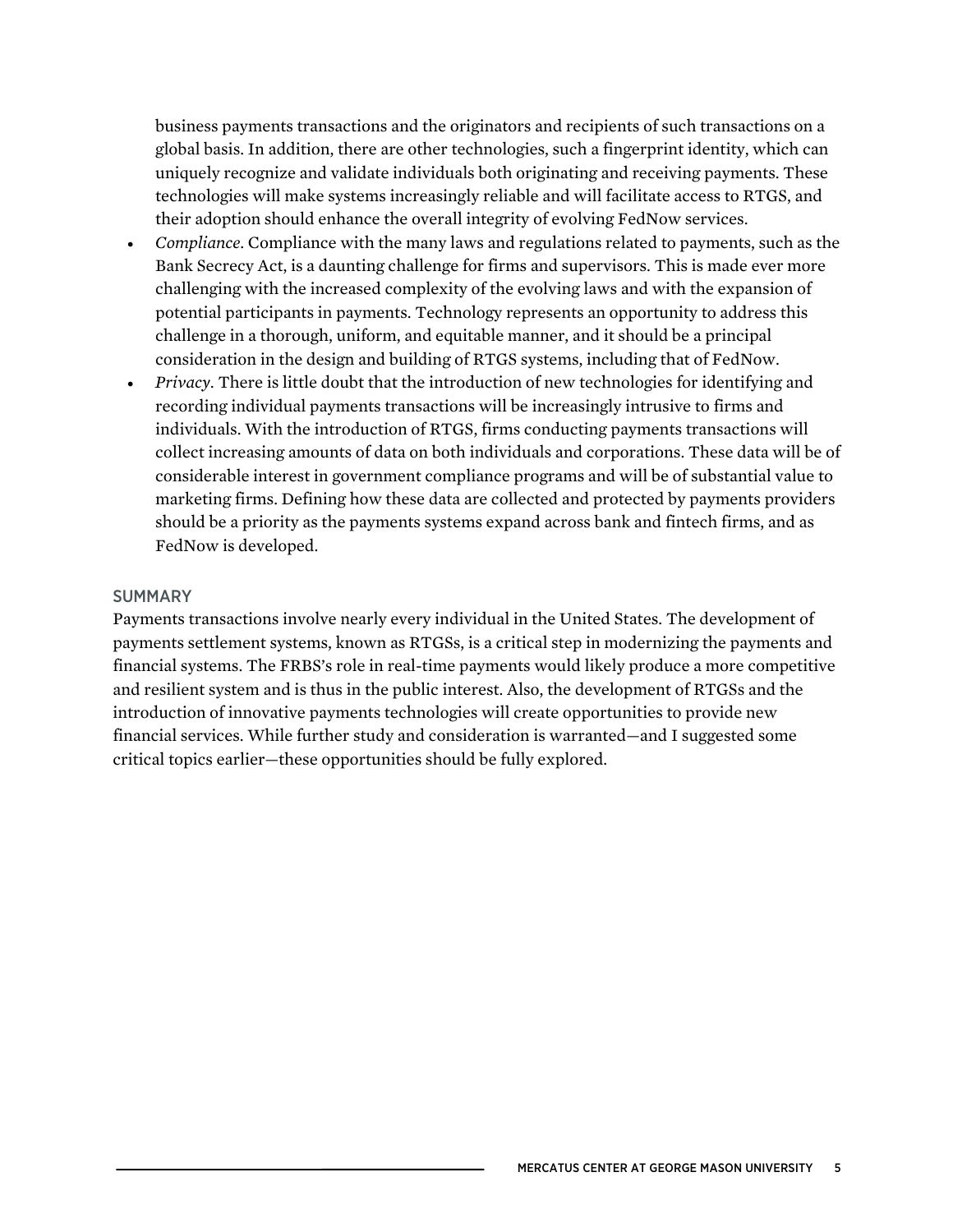business payments transactions and the originators and recipients of such transactions on a global basis. In addition, there are other technologies, such a fingerprint identity, which can uniquely recognize and validate individuals both originating and receiving payments. These technologies will make systems increasingly reliable and will facilitate access to RTGS, and their adoption should enhance the overall integrity of evolving FedNow services.

- *Compliance*. Compliance with the many laws and regulations related to payments, such as the Bank Secrecy Act, is a daunting challenge for firms and supervisors. This is made ever more challenging with the increased complexity of the evolving laws and with the expansion of potential participants in payments. Technology represents an opportunity to address this challenge in a thorough, uniform, and equitable manner, and it should be a principal consideration in the design and building of RTGS systems, including that of FedNow.
- *Privacy*. There is little doubt that the introduction of new technologies for identifying and recording individual payments transactions will be increasingly intrusive to firms and individuals. With the introduction of RTGS, firms conducting payments transactions will collect increasing amounts of data on both individuals and corporations. These data will be of considerable interest in government compliance programs and will be of substantial value to marketing firms. Defining how these data are collected and protected by payments providers should be a priority as the payments systems expand across bank and fintech firms, and as FedNow is developed.

## SUMMARY

Payments transactions involve nearly every individual in the United States. The development of payments settlement systems, known as RTGSs, is a critical step in modernizing the payments and financial systems. The FRBS's role in real-time payments would likely produce a more competitive and resilient system and is thus in the public interest. Also, the development of RTGSs and the introduction of innovative payments technologies will create opportunities to provide new financial services. While further study and consideration is warranted—and I suggested some critical topics earlier—these opportunities should be fully explored.